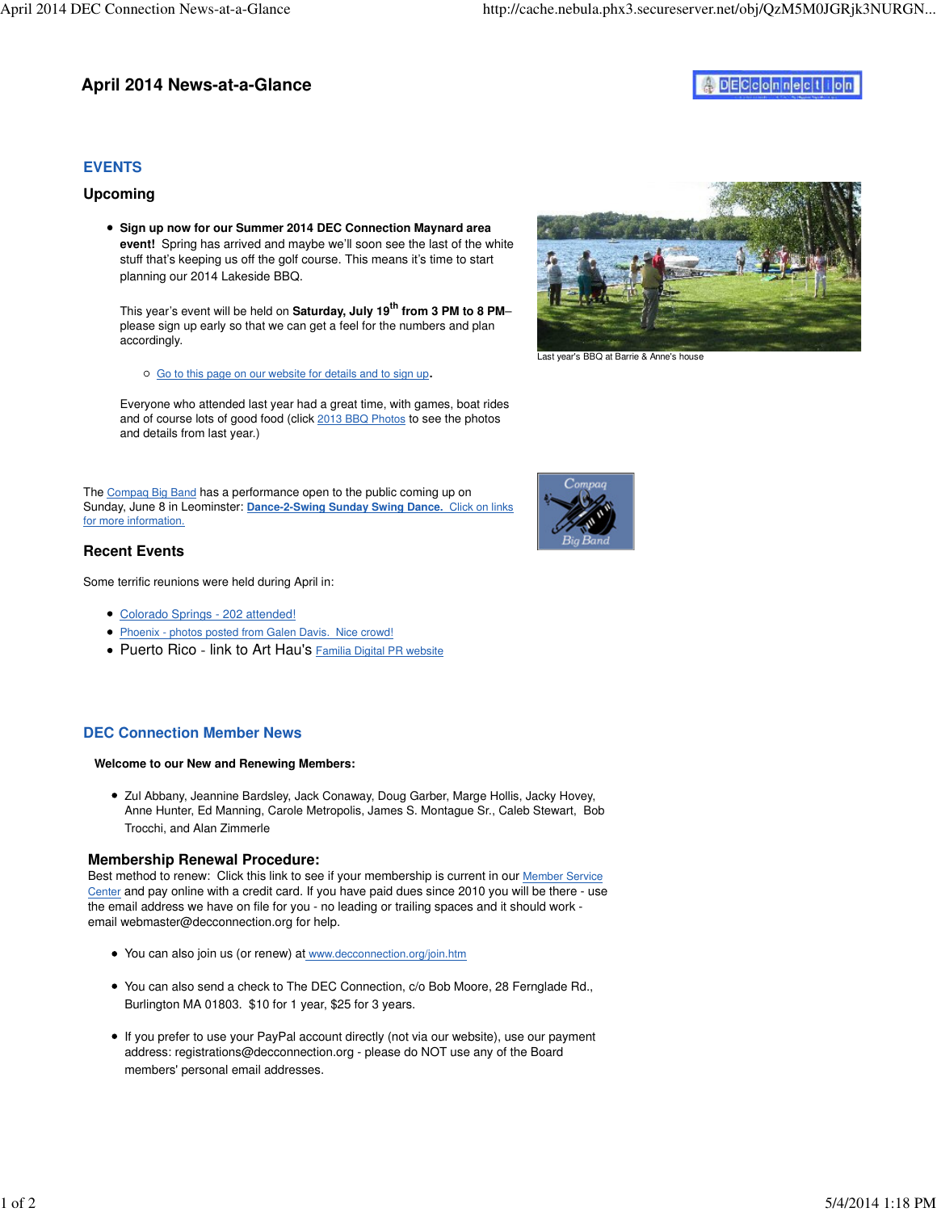# April 2014 News-at-a-Glance

## EVENTS

### Upcoming

- **Sign up now for our Summer 2014 DEC Connection Maynard area event!** Spring has arrived and maybe we'll soon see the last of the white stuff that's keeping us off the golf course. This means it's time to start planning our 2014 Lakeside BBQ.

  This year's event will be held on **Saturday, July 19th from 3 PM to 8 PM**– please sign up early so that we can get a feel for the numbers and plan accordingly.

  - Go to this page on our website for details and to sign up.

  Everyone who attended last year had a great time, with games, boat rides and of course lots of good food (click 2013 BBQ Photos to see the photos and details from last year.)

Last year's BBQ at Barrie & Anne's house

The Compaq Big Band has a performance open to the public coming up on Sunday, June 8 in Leominster: **Dance-2-Swing Sunday Swing Dance.** Click on links for more information.

### Recent Events

Some terrific reunions were held during April in:

- Colorado Springs - 202 attended!
- Phoenix - photos posted from Galen Davis. Nice crowd!
- Puerto Rico - link to Art Hau's Familia Digital PR website

## DEC Connection Member News

**Welcome to our New and Renewing Members:**

- Zul Abbany, Jeannine Bardsley, Jack Conaway, Doug Garber, Marge Hollis, Jacky Hovey, Anne Hunter, Ed Manning, Carole Metropolis, James S. Montague Sr., Caleb Stewart, Bob Trocchi, and Alan Zimmerle

### Membership Renewal Procedure:

Best method to renew: Click this link to see if your membership is current in our Member Service Center and pay online with a credit card. If you have paid dues since 2010 you will be there - use the email address we have on file for you - no leading or trailing spaces and it should work - email webmaster@decconnection.org for help.

- You can also join us (or renew) at www.decconnection.org/join.htm
- You can also send a check to The DEC Connection, c/o Bob Moore, 28 Fernglade Rd., Burlington MA 01803. $10 for 1 year, $25 for 3 years.
- If you prefer to use your PayPal account directly (not via our website), use our payment address: registrations@decconnection.org - please do NOT use any of the Board members' personal email addresses.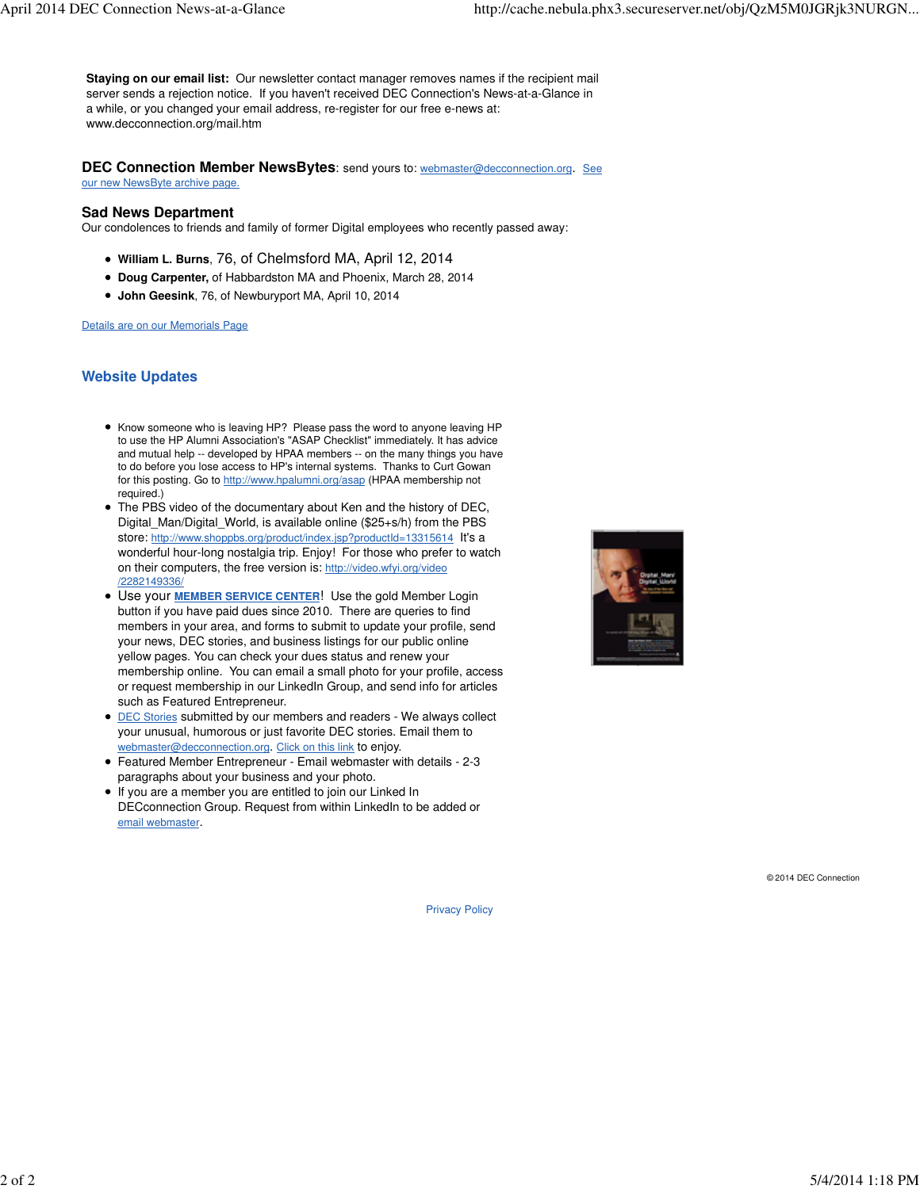**Staying on our email list:** Our newsletter contact manager removes names if the recipient mail server sends a rejection notice. If you haven't received DEC Connection's News-at-a-Glance in a while, or you changed your email address, re-register for our free e-news at: www.decconnection.org/mail.htm

**DEC Connection Member NewsBytes**: send yours to: webmaster@decconnection.org. See our new NewsByte archive page.

## Sad News Department

Our condolences to friends and family of former Digital employees who recently passed away:

- **William L. Burns**, 76, of Chelmsford MA, April 12, 2014
- **Doug Carpenter,** of Habbardston MA and Phoenix, March 28, 2014
- **John Geesink**, 76, of Newburyport MA, April 10, 2014

Details are on our Memorials Page

## Website Updates

- Know someone who is leaving HP? Please pass the word to anyone leaving HP to use the HP Alumni Association's "ASAP Checklist" immediately. It has advice and mutual help -- developed by HPAA members -- on the many things you have to do before you lose access to HP's internal systems. Thanks to Curt Gowan for this posting. Go to http://www.hpalumni.org/asap (HPAA membership not required.)
- The PBS video of the documentary about Ken and the history of DEC, Digital_Man/Digital_World, is available online ($25+s/h) from the PBS store: http://www.shoppbs.org/product/index.jsp?productId=13315614 It's a wonderful hour-long nostalgia trip. Enjoy! For those who prefer to watch on their computers, the free version is: http://video.wfyi.org/video/2282149336/
- Use your **MEMBER SERVICE CENTER**! Use the gold Member Login button if you have paid dues since 2010. There are queries to find members in your area, and forms to submit to update your profile, send your news, DEC stories, and business listings for our public online yellow pages. You can check your dues status and renew your membership online. You can email a small photo for your profile, access or request membership in our LinkedIn Group, and send info for articles such as Featured Entrepreneur.
- DEC Stories submitted by our members and readers - We always collect your unusual, humorous or just favorite DEC stories. Email them to webmaster@decconnection.org. Click on this link to enjoy.
- Featured Member Entrepreneur - Email webmaster with details - 2-3 paragraphs about your business and your photo.
- If you are a member you are entitled to join our Linked In DECconnection Group. Request from within LinkedIn to be added or email webmaster.

© 2014 DEC Connection

Privacy Policy